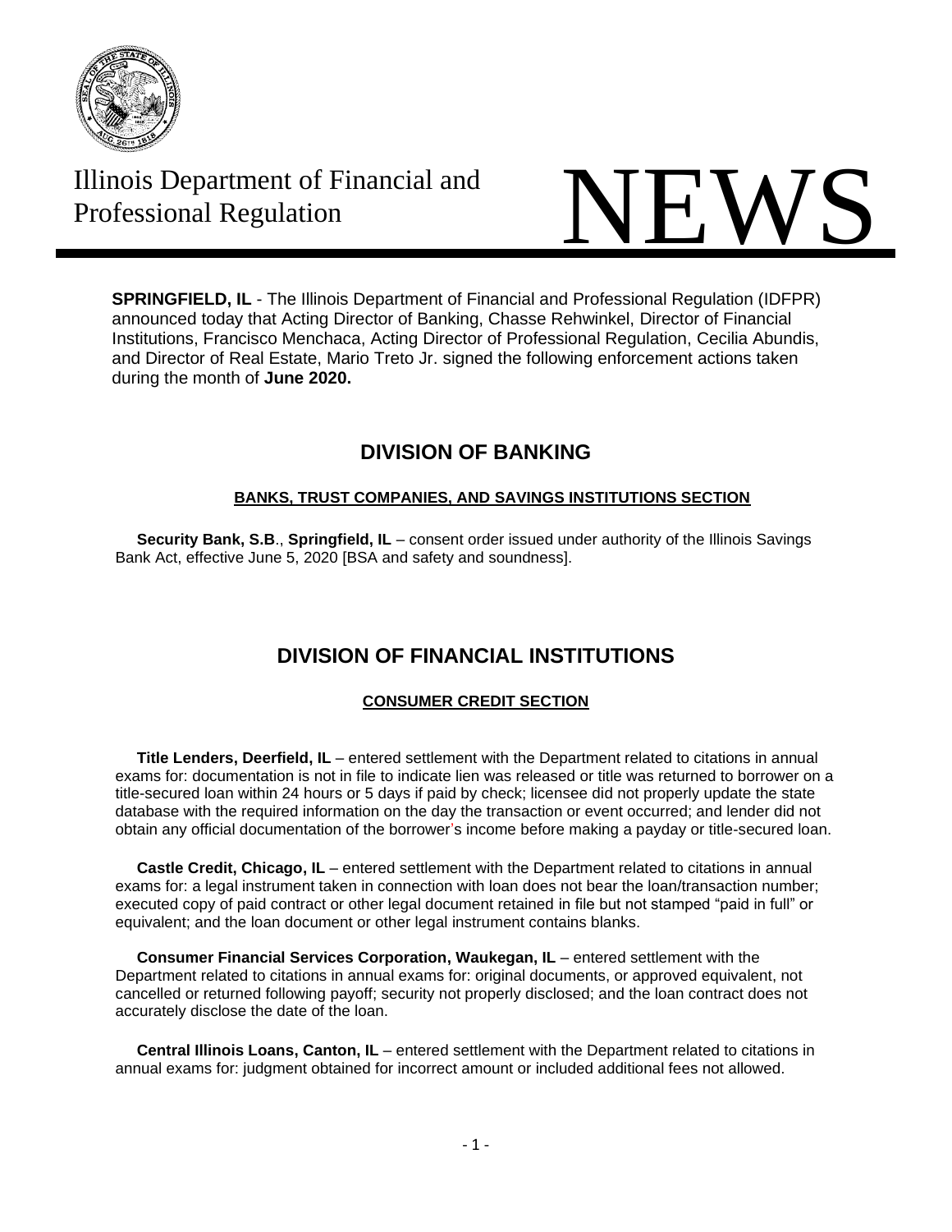Illinois Department of Financial and Professional Regulation

# NEWS

**SPRINGFIELD, IL** - The Illinois Department of Financial and Professional Regulation (IDFPR) announced today that Acting Director of Banking, Chasse Rehwinkel, Director of Financial Institutions, Francisco Menchaca, Acting Director of Professional Regulation, Cecilia Abundis, and Director of Real Estate, Mario Treto Jr. signed the following enforcement actions taken during the month of **June 2020.**

## DIVISION OF BANKING

### BANKS, TRUST COMPANIES, AND SAVINGS INSTITUTIONS SECTION

**Security Bank, S.B**., **Springfield, IL** – consent order issued under authority of the Illinois Savings Bank Act, effective June 5, 2020 [BSA and safety and soundness].

## DIVISION OF FINANCIAL INSTITUTIONS

### CONSUMER CREDIT SECTION

**Title Lenders, Deerfield, IL** – entered settlement with the Department related to citations in annual exams for: documentation is not in file to indicate lien was released or title was returned to borrower on a title-secured loan within 24 hours or 5 days if paid by check; licensee did not properly update the state database with the required information on the day the transaction or event occurred; and lender did not obtain any official documentation of the borrower's income before making a payday or title-secured loan.

**Castle Credit, Chicago, IL** – entered settlement with the Department related to citations in annual exams for: a legal instrument taken in connection with loan does not bear the loan/transaction number; executed copy of paid contract or other legal document retained in file but not stamped "paid in full" or equivalent; and the loan document or other legal instrument contains blanks.

**Consumer Financial Services Corporation, Waukegan, IL** – entered settlement with the Department related to citations in annual exams for: original documents, or approved equivalent, not cancelled or returned following payoff; security not properly disclosed; and the loan contract does not accurately disclose the date of the loan.

**Central Illinois Loans, Canton, IL** – entered settlement with the Department related to citations in annual exams for: judgment obtained for incorrect amount or included additional fees not allowed.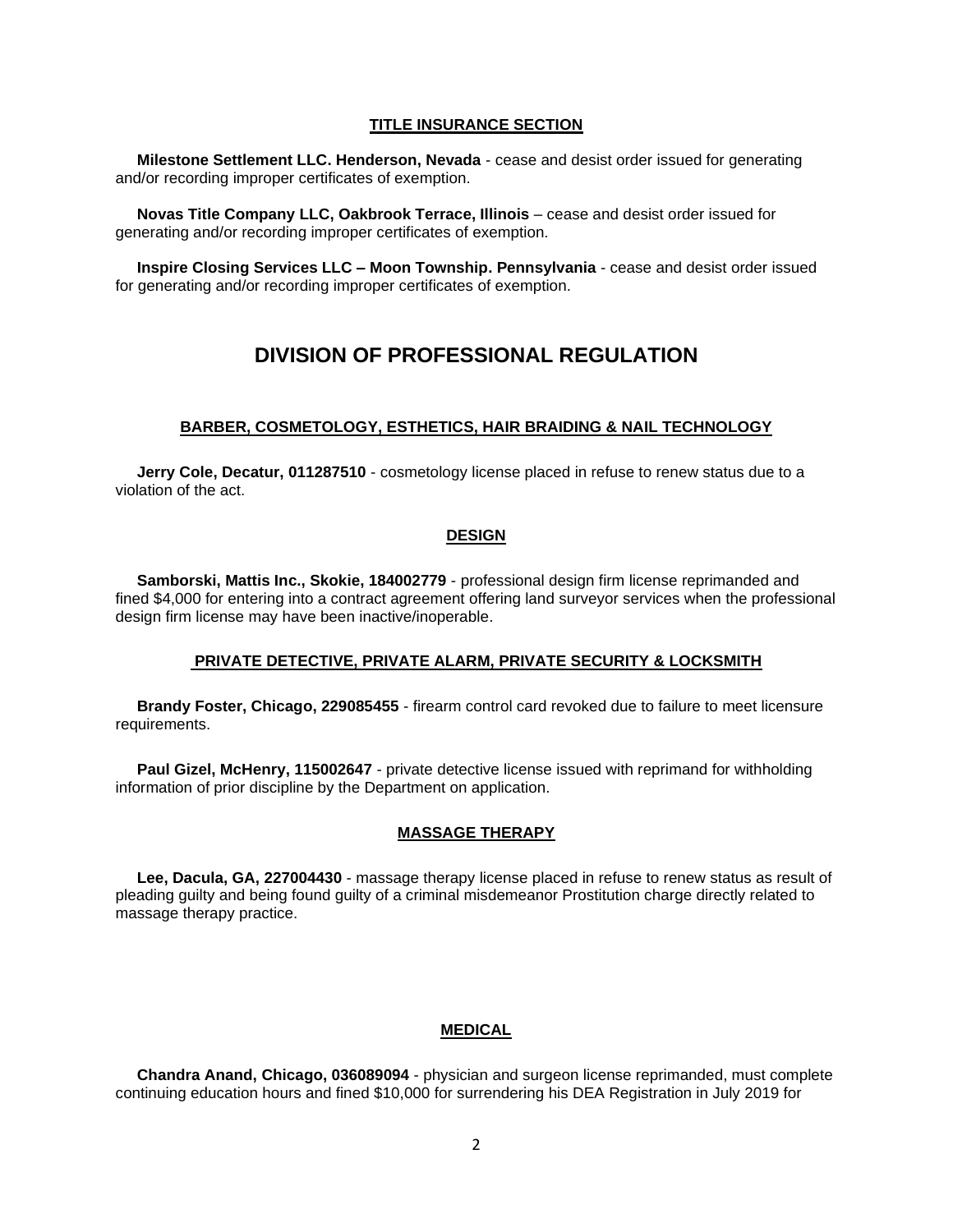### TITLE INSURANCE SECTION

**Milestone Settlement LLC. Henderson, Nevada** - cease and desist order issued for generating and/or recording improper certificates of exemption.

**Novas Title Company LLC, Oakbrook Terrace, Illinois** – cease and desist order issued for generating and/or recording improper certificates of exemption.

**Inspire Closing Services LLC – Moon Township. Pennsylvania** - cease and desist order issued for generating and/or recording improper certificates of exemption.

## DIVISION OF PROFESSIONAL REGULATION

### BARBER, COSMETOLOGY, ESTHETICS, HAIR BRAIDING & NAIL TECHNOLOGY

**Jerry Cole, Decatur, 011287510** - cosmetology license placed in refuse to renew status due to a violation of the act.

### DESIGN

**Samborski, Mattis Inc., Skokie, 184002779** - professional design firm license reprimanded and fined $4,000 for entering into a contract agreement offering land surveyor services when the professional design firm license may have been inactive/inoperable.

### PRIVATE DETECTIVE, PRIVATE ALARM, PRIVATE SECURITY & LOCKSMITH

**Brandy Foster, Chicago, 229085455** - firearm control card revoked due to failure to meet licensure requirements.

**Paul Gizel, McHenry, 115002647** - private detective license issued with reprimand for withholding information of prior discipline by the Department on application.

### MASSAGE THERAPY

**Lee, Dacula, GA, 227004430** - massage therapy license placed in refuse to renew status as result of pleading guilty and being found guilty of a criminal misdemeanor Prostitution charge directly related to massage therapy practice.

### MEDICAL

**Chandra Anand, Chicago, 036089094** - physician and surgeon license reprimanded, must complete continuing education hours and fined $10,000 for surrendering his DEA Registration in July 2019 for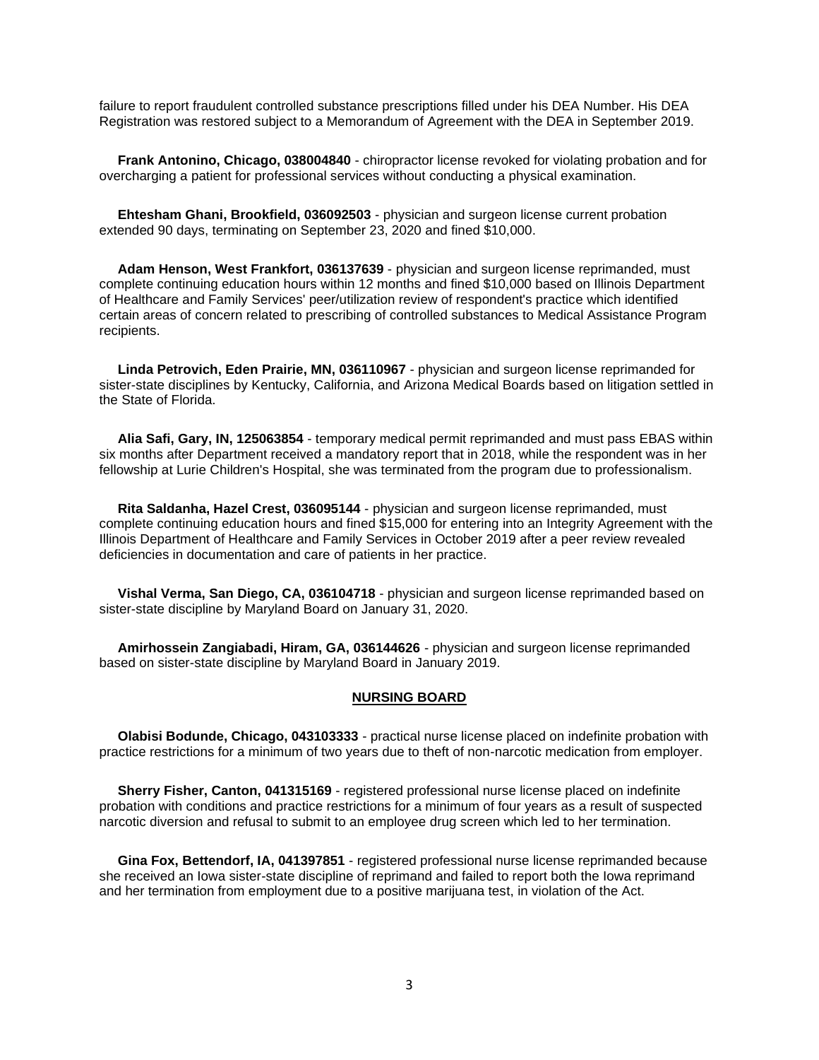failure to report fraudulent controlled substance prescriptions filled under his DEA Number. His DEA Registration was restored subject to a Memorandum of Agreement with the DEA in September 2019.

**Frank Antonino, Chicago, 038004840** - chiropractor license revoked for violating probation and for overcharging a patient for professional services without conducting a physical examination.

**Ehtesham Ghani, Brookfield, 036092503** - physician and surgeon license current probation extended 90 days, terminating on September 23, 2020 and fined $10,000.

**Adam Henson, West Frankfort, 036137639** - physician and surgeon license reprimanded, must complete continuing education hours within 12 months and fined $10,000 based on Illinois Department of Healthcare and Family Services' peer/utilization review of respondent's practice which identified certain areas of concern related to prescribing of controlled substances to Medical Assistance Program recipients.

**Linda Petrovich, Eden Prairie, MN, 036110967** - physician and surgeon license reprimanded for sister-state disciplines by Kentucky, California, and Arizona Medical Boards based on litigation settled in the State of Florida.

**Alia Safi, Gary, IN, 125063854** - temporary medical permit reprimanded and must pass EBAS within six months after Department received a mandatory report that in 2018, while the respondent was in her fellowship at Lurie Children's Hospital, she was terminated from the program due to professionalism.

**Rita Saldanha, Hazel Crest, 036095144** - physician and surgeon license reprimanded, must complete continuing education hours and fined $15,000 for entering into an Integrity Agreement with the Illinois Department of Healthcare and Family Services in October 2019 after a peer review revealed deficiencies in documentation and care of patients in her practice.

**Vishal Verma, San Diego, CA, 036104718** - physician and surgeon license reprimanded based on sister-state discipline by Maryland Board on January 31, 2020.

**Amirhossein Zangiabadi, Hiram, GA, 036144626** - physician and surgeon license reprimanded based on sister-state discipline by Maryland Board in January 2019.

## NURSING BOARD

**Olabisi Bodunde, Chicago, 043103333** - practical nurse license placed on indefinite probation with practice restrictions for a minimum of two years due to theft of non-narcotic medication from employer.

**Sherry Fisher, Canton, 041315169** - registered professional nurse license placed on indefinite probation with conditions and practice restrictions for a minimum of four years as a result of suspected narcotic diversion and refusal to submit to an employee drug screen which led to her termination.

**Gina Fox, Bettendorf, IA, 041397851** - registered professional nurse license reprimanded because she received an Iowa sister-state discipline of reprimand and failed to report both the Iowa reprimand and her termination from employment due to a positive marijuana test, in violation of the Act.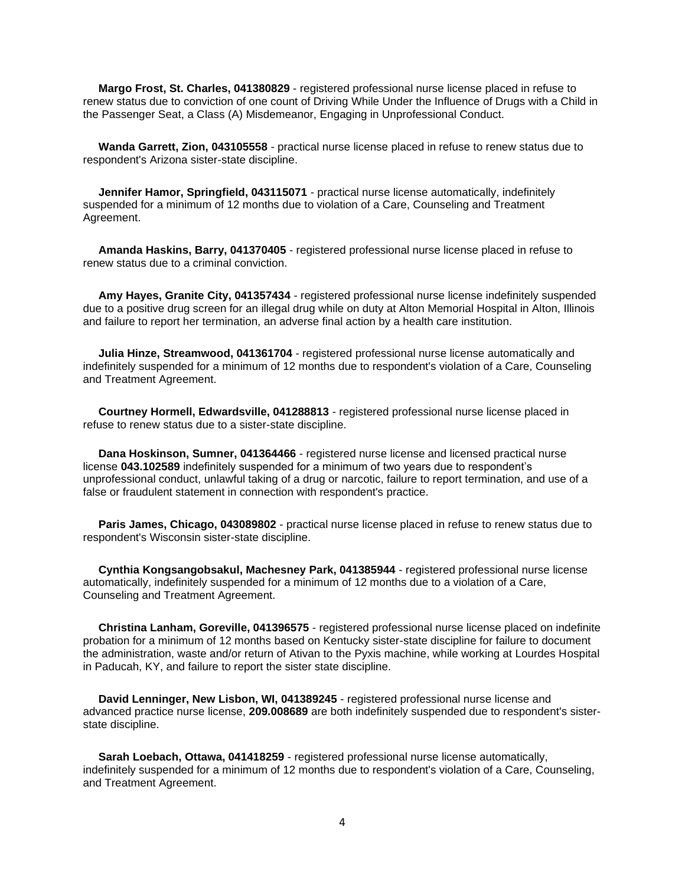**Margo Frost, St. Charles, 041380829** - registered professional nurse license placed in refuse to renew status due to conviction of one count of Driving While Under the Influence of Drugs with a Child in the Passenger Seat, a Class (A) Misdemeanor, Engaging in Unprofessional Conduct.

**Wanda Garrett, Zion, 043105558** - practical nurse license placed in refuse to renew status due to respondent's Arizona sister-state discipline.

**Jennifer Hamor, Springfield, 043115071** - practical nurse license automatically, indefinitely suspended for a minimum of 12 months due to violation of a Care, Counseling and Treatment Agreement.

**Amanda Haskins, Barry, 041370405** - registered professional nurse license placed in refuse to renew status due to a criminal conviction.

**Amy Hayes, Granite City, 041357434** - registered professional nurse license indefinitely suspended due to a positive drug screen for an illegal drug while on duty at Alton Memorial Hospital in Alton, Illinois and failure to report her termination, an adverse final action by a health care institution.

**Julia Hinze, Streamwood, 041361704** - registered professional nurse license automatically and indefinitely suspended for a minimum of 12 months due to respondent's violation of a Care, Counseling and Treatment Agreement.

**Courtney Hormell, Edwardsville, 041288813** - registered professional nurse license placed in refuse to renew status due to a sister-state discipline.

**Dana Hoskinson, Sumner, 041364466** - registered nurse license and licensed practical nurse license **043.102589** indefinitely suspended for a minimum of two years due to respondent's unprofessional conduct, unlawful taking of a drug or narcotic, failure to report termination, and use of a false or fraudulent statement in connection with respondent's practice.

**Paris James, Chicago, 043089802** - practical nurse license placed in refuse to renew status due to respondent's Wisconsin sister-state discipline.

**Cynthia Kongsangobsakul, Machesney Park, 041385944** - registered professional nurse license automatically, indefinitely suspended for a minimum of 12 months due to a violation of a Care, Counseling and Treatment Agreement.

**Christina Lanham, Goreville, 041396575** - registered professional nurse license placed on indefinite probation for a minimum of 12 months based on Kentucky sister-state discipline for failure to document the administration, waste and/or return of Ativan to the Pyxis machine, while working at Lourdes Hospital in Paducah, KY, and failure to report the sister state discipline.

**David Lenninger, New Lisbon, WI, 041389245** - registered professional nurse license and advanced practice nurse license, **209.008689** are both indefinitely suspended due to respondent's sister-state discipline.

**Sarah Loebach, Ottawa, 041418259** - registered professional nurse license automatically, indefinitely suspended for a minimum of 12 months due to respondent's violation of a Care, Counseling, and Treatment Agreement.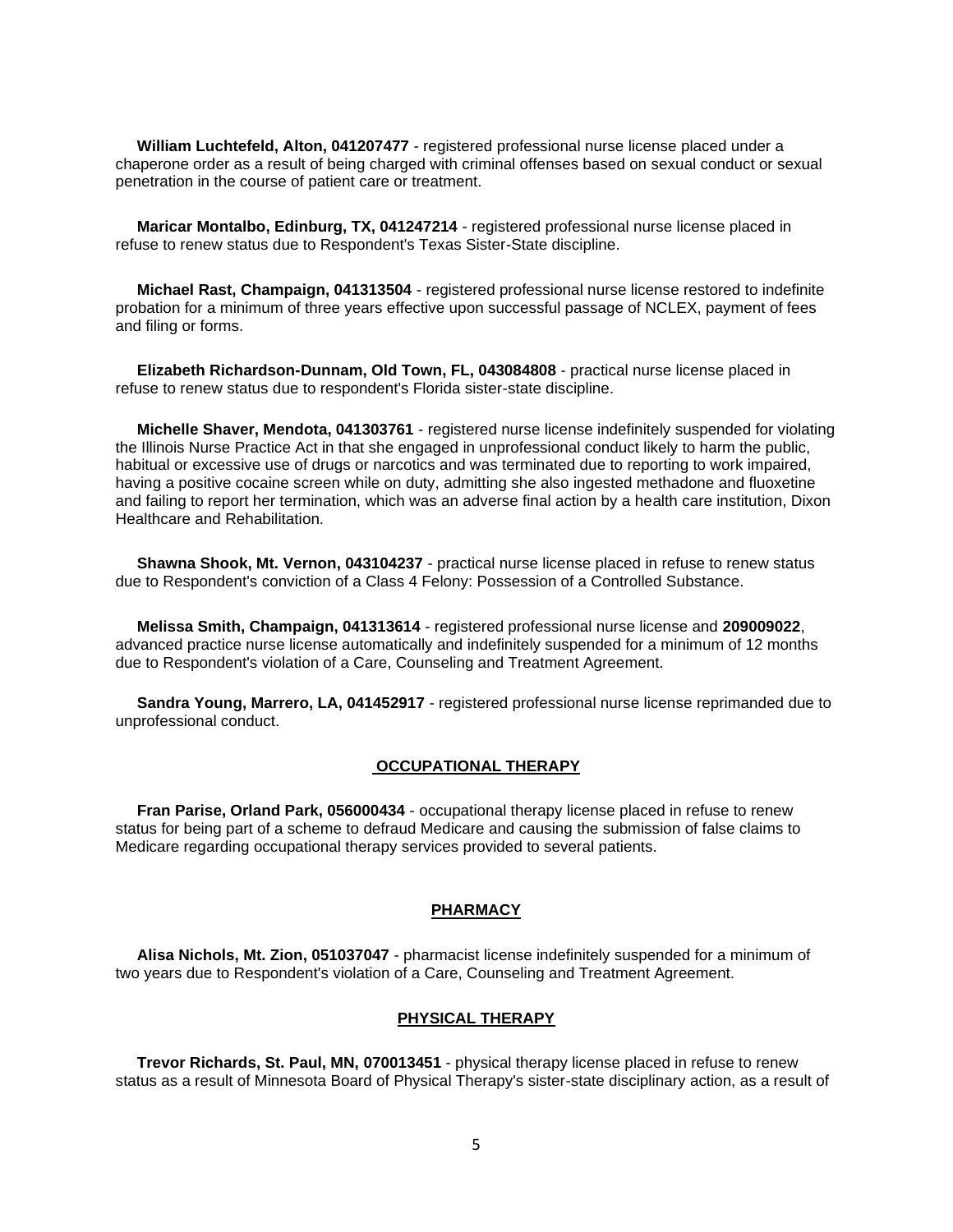**William Luchtefeld, Alton, 041207477** - registered professional nurse license placed under a chaperone order as a result of being charged with criminal offenses based on sexual conduct or sexual penetration in the course of patient care or treatment.

**Maricar Montalbo, Edinburg, TX, 041247214** - registered professional nurse license placed in refuse to renew status due to Respondent's Texas Sister-State discipline.

**Michael Rast, Champaign, 041313504** - registered professional nurse license restored to indefinite probation for a minimum of three years effective upon successful passage of NCLEX, payment of fees and filing or forms.

**Elizabeth Richardson-Dunnam, Old Town, FL, 043084808** - practical nurse license placed in refuse to renew status due to respondent's Florida sister-state discipline.

**Michelle Shaver, Mendota, 041303761** - registered nurse license indefinitely suspended for violating the Illinois Nurse Practice Act in that she engaged in unprofessional conduct likely to harm the public, habitual or excessive use of drugs or narcotics and was terminated due to reporting to work impaired, having a positive cocaine screen while on duty, admitting she also ingested methadone and fluoxetine and failing to report her termination, which was an adverse final action by a health care institution, Dixon Healthcare and Rehabilitation.

**Shawna Shook, Mt. Vernon, 043104237** - practical nurse license placed in refuse to renew status due to Respondent's conviction of a Class 4 Felony: Possession of a Controlled Substance.

**Melissa Smith, Champaign, 041313614** - registered professional nurse license and **209009022**, advanced practice nurse license automatically and indefinitely suspended for a minimum of 12 months due to Respondent's violation of a Care, Counseling and Treatment Agreement.

**Sandra Young, Marrero, LA, 041452917** - registered professional nurse license reprimanded due to unprofessional conduct.

## OCCUPATIONAL THERAPY

**Fran Parise, Orland Park, 056000434** - occupational therapy license placed in refuse to renew status for being part of a scheme to defraud Medicare and causing the submission of false claims to Medicare regarding occupational therapy services provided to several patients.

## PHARMACY

**Alisa Nichols, Mt. Zion, 051037047** - pharmacist license indefinitely suspended for a minimum of two years due to Respondent's violation of a Care, Counseling and Treatment Agreement.

## PHYSICAL THERAPY

**Trevor Richards, St. Paul, MN, 070013451** - physical therapy license placed in refuse to renew status as a result of Minnesota Board of Physical Therapy's sister-state disciplinary action, as a result of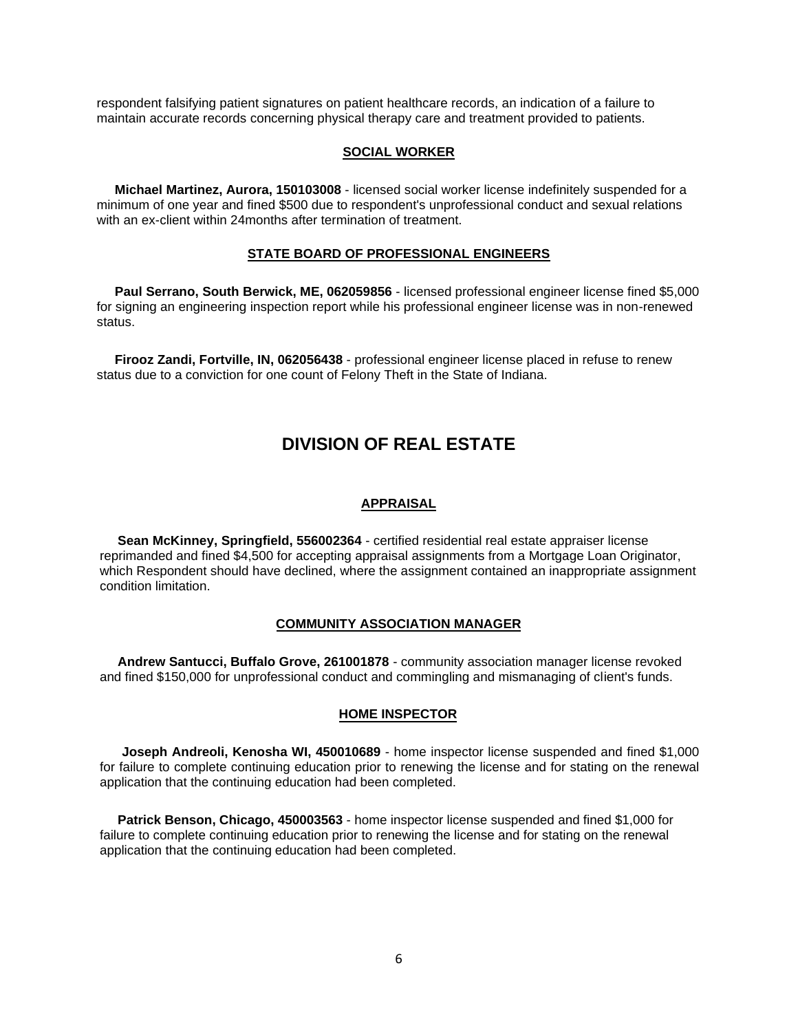respondent falsifying patient signatures on patient healthcare records, an indication of a failure to maintain accurate records concerning physical therapy care and treatment provided to patients.

### SOCIAL WORKER

**Michael Martinez, Aurora, 150103008** - licensed social worker license indefinitely suspended for a minimum of one year and fined $500 due to respondent's unprofessional conduct and sexual relations with an ex-client within 24months after termination of treatment.

### STATE BOARD OF PROFESSIONAL ENGINEERS

**Paul Serrano, South Berwick, ME, 062059856** - licensed professional engineer license fined $5,000 for signing an engineering inspection report while his professional engineer license was in non-renewed status.

**Firooz Zandi, Fortville, IN, 062056438** - professional engineer license placed in refuse to renew status due to a conviction for one count of Felony Theft in the State of Indiana.

## DIVISION OF REAL ESTATE

### APPRAISAL

**Sean McKinney, Springfield, 556002364** - certified residential real estate appraiser license reprimanded and fined $4,500 for accepting appraisal assignments from a Mortgage Loan Originator, which Respondent should have declined, where the assignment contained an inappropriate assignment condition limitation.

### COMMUNITY ASSOCIATION MANAGER

**Andrew Santucci, Buffalo Grove, 261001878** - community association manager license revoked and fined $150,000 for unprofessional conduct and commingling and mismanaging of client's funds.

### HOME INSPECTOR

**Joseph Andreoli, Kenosha WI, 450010689** - home inspector license suspended and fined $1,000 for failure to complete continuing education prior to renewing the license and for stating on the renewal application that the continuing education had been completed.

**Patrick Benson, Chicago, 450003563** - home inspector license suspended and fined $1,000 for failure to complete continuing education prior to renewing the license and for stating on the renewal application that the continuing education had been completed.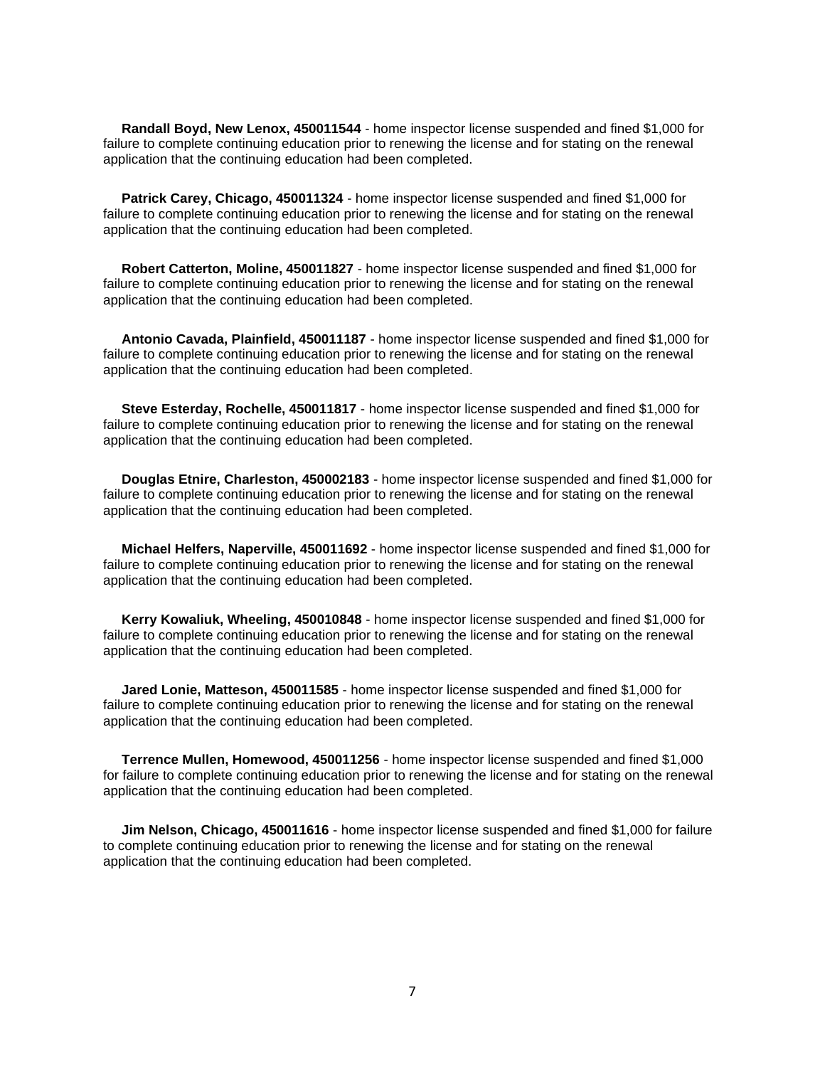**Randall Boyd, New Lenox, 450011544** - home inspector license suspended and fined $1,000 for failure to complete continuing education prior to renewing the license and for stating on the renewal application that the continuing education had been completed.

**Patrick Carey, Chicago, 450011324** - home inspector license suspended and fined $1,000 for failure to complete continuing education prior to renewing the license and for stating on the renewal application that the continuing education had been completed.

**Robert Catterton, Moline, 450011827** - home inspector license suspended and fined $1,000 for failure to complete continuing education prior to renewing the license and for stating on the renewal application that the continuing education had been completed.

**Antonio Cavada, Plainfield, 450011187** - home inspector license suspended and fined $1,000 for failure to complete continuing education prior to renewing the license and for stating on the renewal application that the continuing education had been completed.

**Steve Esterday, Rochelle, 450011817** - home inspector license suspended and fined $1,000 for failure to complete continuing education prior to renewing the license and for stating on the renewal application that the continuing education had been completed.

**Douglas Etnire, Charleston, 450002183** - home inspector license suspended and fined $1,000 for failure to complete continuing education prior to renewing the license and for stating on the renewal application that the continuing education had been completed.

**Michael Helfers, Naperville, 450011692** - home inspector license suspended and fined $1,000 for failure to complete continuing education prior to renewing the license and for stating on the renewal application that the continuing education had been completed.

**Kerry Kowaliuk, Wheeling, 450010848** - home inspector license suspended and fined $1,000 for failure to complete continuing education prior to renewing the license and for stating on the renewal application that the continuing education had been completed.

**Jared Lonie, Matteson, 450011585** - home inspector license suspended and fined $1,000 for failure to complete continuing education prior to renewing the license and for stating on the renewal application that the continuing education had been completed.

**Terrence Mullen, Homewood, 450011256** - home inspector license suspended and fined $1,000 for failure to complete continuing education prior to renewing the license and for stating on the renewal application that the continuing education had been completed.

**Jim Nelson, Chicago, 450011616** - home inspector license suspended and fined $1,000 for failure to complete continuing education prior to renewing the license and for stating on the renewal application that the continuing education had been completed.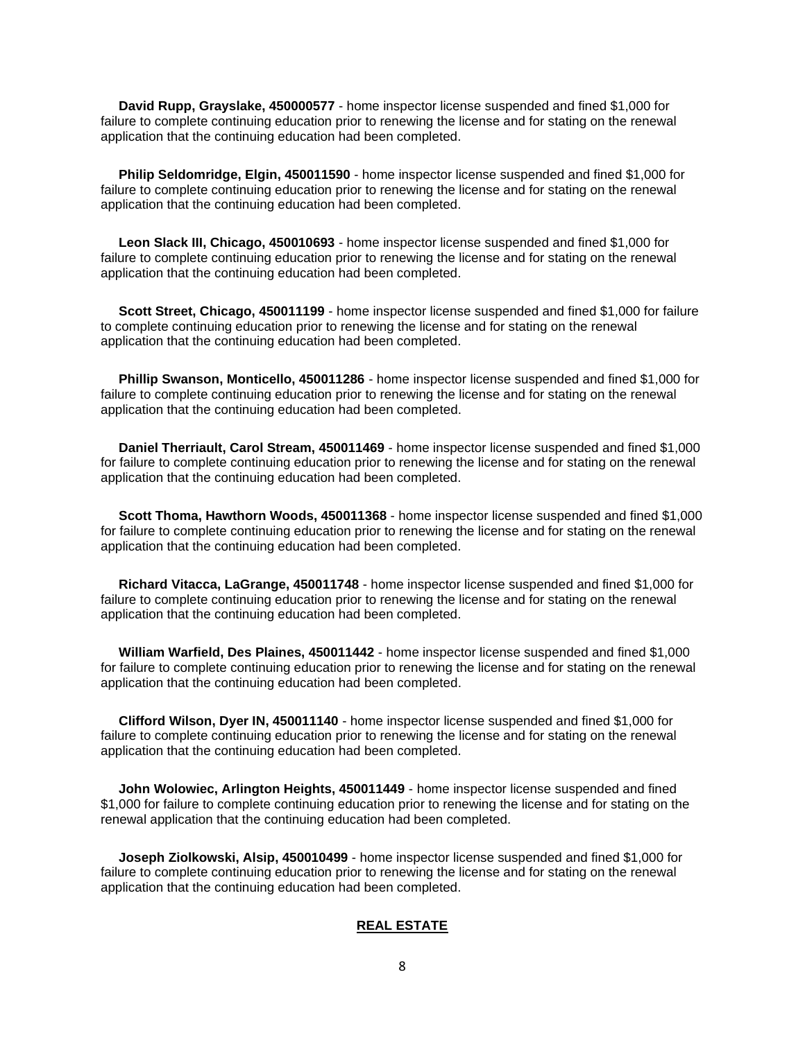**David Rupp, Grayslake, 450000577** - home inspector license suspended and fined $1,000 for failure to complete continuing education prior to renewing the license and for stating on the renewal application that the continuing education had been completed.

**Philip Seldomridge, Elgin, 450011590** - home inspector license suspended and fined $1,000 for failure to complete continuing education prior to renewing the license and for stating on the renewal application that the continuing education had been completed.

**Leon Slack III, Chicago, 450010693** - home inspector license suspended and fined $1,000 for failure to complete continuing education prior to renewing the license and for stating on the renewal application that the continuing education had been completed.

**Scott Street, Chicago, 450011199** - home inspector license suspended and fined $1,000 for failure to complete continuing education prior to renewing the license and for stating on the renewal application that the continuing education had been completed.

**Phillip Swanson, Monticello, 450011286** - home inspector license suspended and fined $1,000 for failure to complete continuing education prior to renewing the license and for stating on the renewal application that the continuing education had been completed.

**Daniel Therriault, Carol Stream, 450011469** - home inspector license suspended and fined $1,000 for failure to complete continuing education prior to renewing the license and for stating on the renewal application that the continuing education had been completed.

**Scott Thoma, Hawthorn Woods, 450011368** - home inspector license suspended and fined $1,000 for failure to complete continuing education prior to renewing the license and for stating on the renewal application that the continuing education had been completed.

**Richard Vitacca, LaGrange, 450011748** - home inspector license suspended and fined $1,000 for failure to complete continuing education prior to renewing the license and for stating on the renewal application that the continuing education had been completed.

**William Warfield, Des Plaines, 450011442** - home inspector license suspended and fined $1,000 for failure to complete continuing education prior to renewing the license and for stating on the renewal application that the continuing education had been completed.

**Clifford Wilson, Dyer IN, 450011140** - home inspector license suspended and fined $1,000 for failure to complete continuing education prior to renewing the license and for stating on the renewal application that the continuing education had been completed.

**John Wolowiec, Arlington Heights, 450011449** - home inspector license suspended and fined $1,000 for failure to complete continuing education prior to renewing the license and for stating on the renewal application that the continuing education had been completed.

**Joseph Ziolkowski, Alsip, 450010499** - home inspector license suspended and fined $1,000 for failure to complete continuing education prior to renewing the license and for stating on the renewal application that the continuing education had been completed.

## REAL ESTATE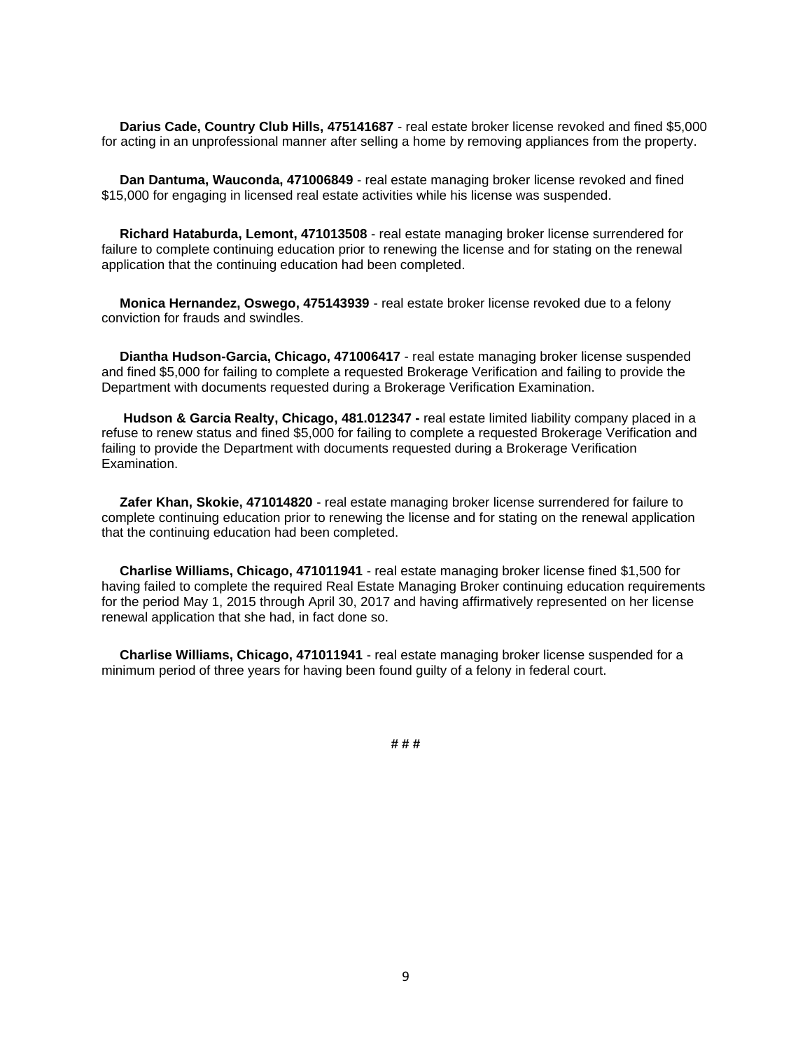**Darius Cade, Country Club Hills, 475141687** - real estate broker license revoked and fined $5,000 for acting in an unprofessional manner after selling a home by removing appliances from the property.

**Dan Dantuma, Wauconda, 471006849** - real estate managing broker license revoked and fined $15,000 for engaging in licensed real estate activities while his license was suspended.

**Richard Hataburda, Lemont, 471013508** - real estate managing broker license surrendered for failure to complete continuing education prior to renewing the license and for stating on the renewal application that the continuing education had been completed.

**Monica Hernandez, Oswego, 475143939** - real estate broker license revoked due to a felony conviction for frauds and swindles.

**Diantha Hudson-Garcia, Chicago, 471006417** - real estate managing broker license suspended and fined $5,000 for failing to complete a requested Brokerage Verification and failing to provide the Department with documents requested during a Brokerage Verification Examination.

**Hudson & Garcia Realty, Chicago, 481.012347 -** real estate limited liability company placed in a refuse to renew status and fined $5,000 for failing to complete a requested Brokerage Verification and failing to provide the Department with documents requested during a Brokerage Verification Examination.

**Zafer Khan, Skokie, 471014820** - real estate managing broker license surrendered for failure to complete continuing education prior to renewing the license and for stating on the renewal application that the continuing education had been completed.

**Charlise Williams, Chicago, 471011941** - real estate managing broker license fined $1,500 for having failed to complete the required Real Estate Managing Broker continuing education requirements for the period May 1, 2015 through April 30, 2017 and having affirmatively represented on her license renewal application that she had, in fact done so.

**Charlise Williams, Chicago, 471011941** - real estate managing broker license suspended for a minimum period of three years for having been found guilty of a felony in federal court.

# # #